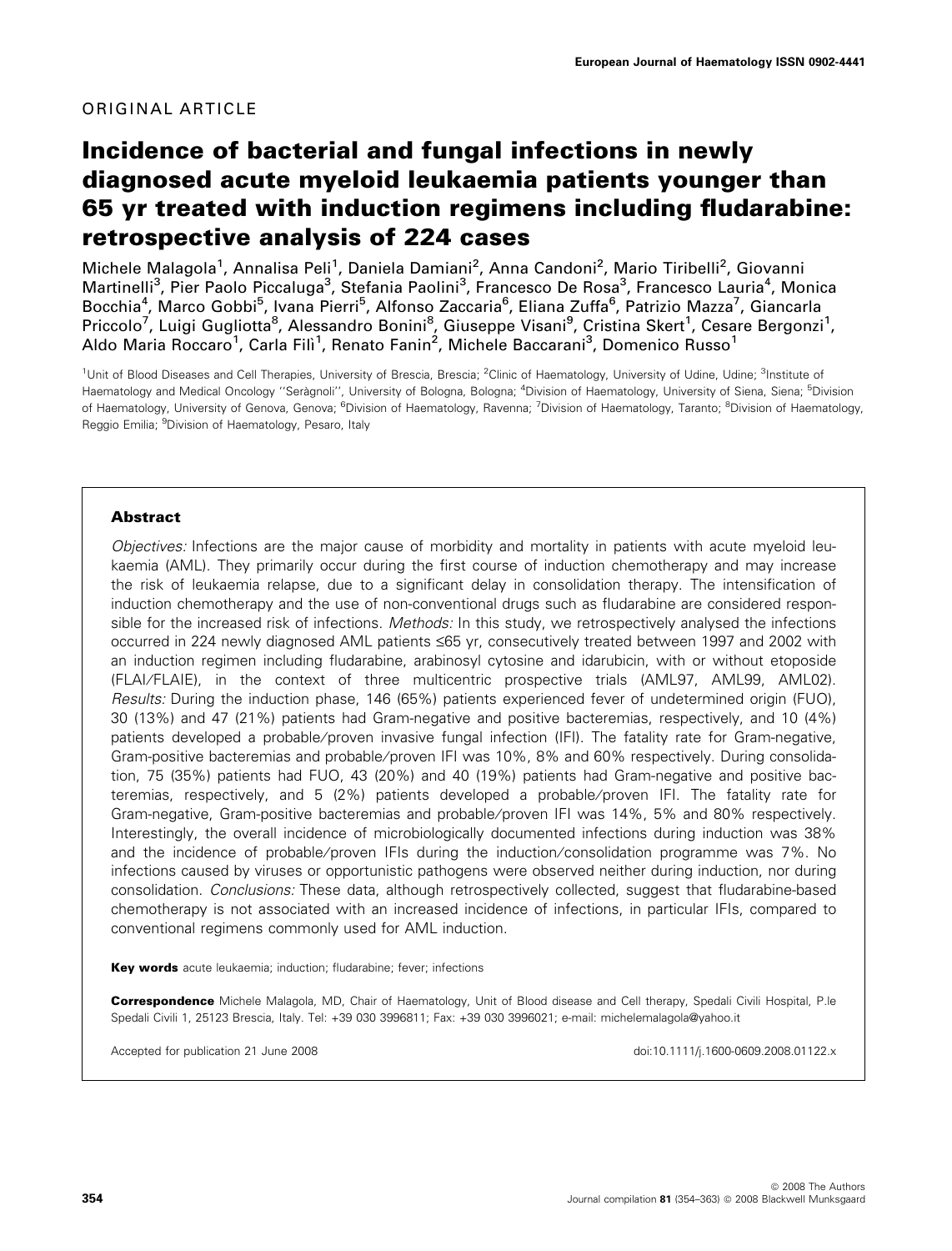ORIGINAL ARTICLE

# Incidence of bacterial and fungal infections in newly diagnosed acute myeloid leukaemia patients younger than 65 yr treated with induction regimens including fludarabine: retrospective analysis of 224 cases

Michele Malagola[1], Annalisa Peli[1], Daniela Damiani[2], Anna Candoni[2], Mario Tiribelli[2], Giovanni Martinelli[3], Pier Paolo Piccaluga[3], Stefania Paolini[3], Francesco De Rosa[3], Francesco Lauria[4], Monica Bocchia[4], Marco Gobbi[5], Ivana Pierri[5], Alfonso Zaccaria[6], Eliana Zuffa[6], Patrizio Mazza[7], Giancarla Priccolo[7], Luigi Gugliotta[8], Alessandro Bonini[8], Giuseppe Visani[9], Cristina Skert[1], Cesare Bergonzi[1], Aldo Maria Roccaro[1], Carla Filì[1], Renato Fanin[2], Michele Baccarani[3], Domenico Russo[1]

[1]Unit of Blood Diseases and Cell Therapies, University of Brescia, Brescia; [2]Clinic of Haematology, University of Udine, Udine; [3]Institute of Haematology and Medical Oncology ''Seràgnoli'', University of Bologna, Bologna; [4]Division of Haematology, University of Siena, Siena; [5]Division of Haematology, University of Genova, Genova; [6]Division of Haematology, Ravenna; [7]Division of Haematology, Taranto; [8]Division of Haematology, Reggio Emilia; [9]Division of Haematology, Pesaro, Italy

## Abstract

*Objectives:* Infections are the major cause of morbidity and mortality in patients with acute myeloid leukaemia (AML). They primarily occur during the first course of induction chemotherapy and may increase the risk of leukaemia relapse, due to a significant delay in consolidation therapy. The intensification of induction chemotherapy and the use of non-conventional drugs such as fludarabine are considered responsible for the increased risk of infections. *Methods:* In this study, we retrospectively analysed the infections occurred in 224 newly diagnosed AML patients ≤65 yr, consecutively treated between 1997 and 2002 with an induction regimen including fludarabine, arabinosyl cytosine and idarubicin, with or without etoposide (FLAI/FLAIE), in the context of three multicentric prospective trials (AML97, AML99, AML02). *Results:* During the induction phase, 146 (65%) patients experienced fever of undetermined origin (FUO), 30 (13%) and 47 (21%) patients had Gram-negative and positive bacteremias, respectively, and 10 (4%) patients developed a probable/proven invasive fungal infection (IFI). The fatality rate for Gram-negative, Gram-positive bacteremias and probable/proven IFI was 10%, 8% and 60% respectively. During consolidation, 75 (35%) patients had FUO, 43 (20%) and 40 (19%) patients had Gram-negative and positive bacteremias, respectively, and 5 (2%) patients developed a probable/proven IFI. The fatality rate for Gram-negative, Gram-positive bacteremias and probable/proven IFI was 14%, 5% and 80% respectively. Interestingly, the overall incidence of microbiologically documented infections during induction was 38% and the incidence of probable/proven IFIs during the induction/consolidation programme was 7%. No infections caused by viruses or opportunistic pathogens were observed neither during induction, nor during consolidation. *Conclusions:* These data, although retrospectively collected, suggest that fludarabine-based chemotherapy is not associated with an increased incidence of infections, in particular IFIs, compared to conventional regimens commonly used for AML induction.

**Key words** acute leukaemia; induction; fludarabine; fever; infections

**Correspondence** Michele Malagola, MD, Chair of Haematology, Unit of Blood disease and Cell therapy, Spedali Civili Hospital, P.le Spedali Civili 1, 25123 Brescia, Italy. Tel: +39 030 3996811; Fax: +39 030 3996021; e-mail: michelemalagola@yahoo.it

Accepted for publication 21 June 2008

doi:10.1111/j.1600-0609.2008.01122.x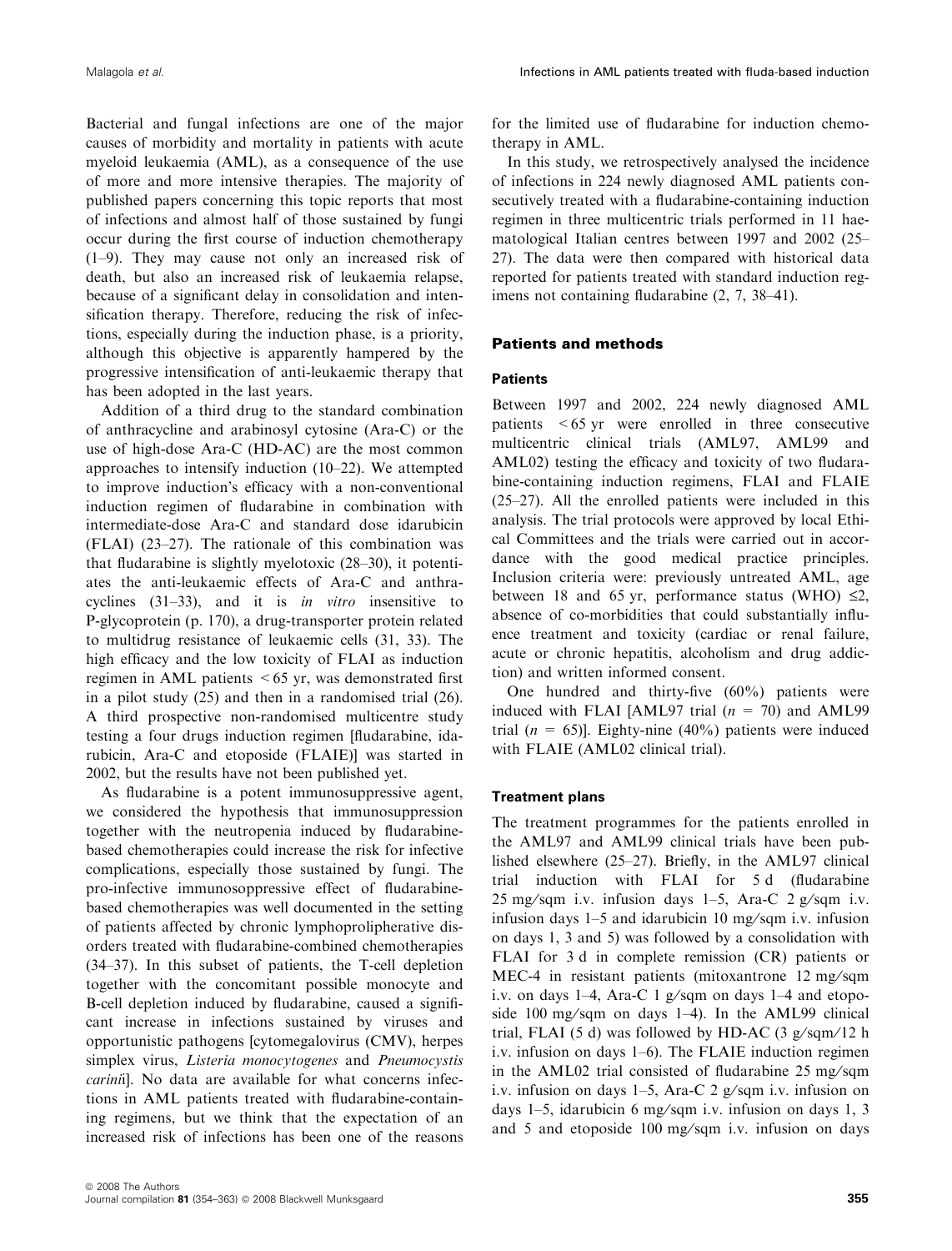Bacterial and fungal infections are one of the major causes of morbidity and mortality in patients with acute myeloid leukaemia (AML), as a consequence of the use of more and more intensive therapies. The majority of published papers concerning this topic reports that most of infections and almost half of those sustained by fungi occur during the first course of induction chemotherapy (1–9). They may cause not only an increased risk of death, but also an increased risk of leukaemia relapse, because of a significant delay in consolidation and intensification therapy. Therefore, reducing the risk of infections, especially during the induction phase, is a priority, although this objective is apparently hampered by the progressive intensification of anti-leukaemic therapy that has been adopted in the last years.

Addition of a third drug to the standard combination of anthracycline and arabinosyl cytosine (Ara-C) or the use of high-dose Ara-C (HD-AC) are the most common approaches to intensify induction (10–22). We attempted to improve induction's efficacy with a non-conventional induction regimen of fludarabine in combination with intermediate-dose Ara-C and standard dose idarubicin (FLAI) (23–27). The rationale of this combination was that fludarabine is slightly myelotoxic (28–30), it potentiates the anti-leukaemic effects of Ara-C and anthracyclines (31–33), and it is *in vitro* insensitive to P-glycoprotein (p. 170), a drug-transporter protein related to multidrug resistance of leukaemic cells (31, 33). The high efficacy and the low toxicity of FLAI as induction regimen in AML patients < 65 yr, was demonstrated first in a pilot study (25) and then in a randomised trial (26). A third prospective non-randomised multicentre study testing a four drugs induction regimen [fludarabine, idarubicin, Ara-C and etoposide (FLAIE)] was started in 2002, but the results have not been published yet.

As fludarabine is a potent immunosuppressive agent, we considered the hypothesis that immunosuppression together with the neutropenia induced by fludarabine-based chemotherapies could increase the risk for infective complications, especially those sustained by fungi. The pro-infective immunosoppressive effect of fludarabine-based chemotherapies was well documented in the setting of patients affected by chronic lymphoprolipherative disorders treated with fludarabine-combined chemotherapies (34–37). In this subset of patients, the T-cell depletion together with the concomitant possible monocyte and B-cell depletion induced by fludarabine, caused a significant increase in infections sustained by viruses and opportunistic pathogens [cytomegalovirus (CMV), herpes simplex virus, *Listeria monocytogenes* and *Pneumocystis carinii*]. No data are available for what concerns infections in AML patients treated with fludarabine-containing regimens, but we think that the expectation of an increased risk of infections has been one of the reasons for the limited use of fludarabine for induction chemotherapy in AML.

In this study, we retrospectively analysed the incidence of infections in 224 newly diagnosed AML patients consecutively treated with a fludarabine-containing induction regimen in three multicentric trials performed in 11 haematological Italian centres between 1997 and 2002 (25–27). The data were then compared with historical data reported for patients treated with standard induction regimens not containing fludarabine (2, 7, 38–41).

## Patients and methods

### Patients

Between 1997 and 2002, 224 newly diagnosed AML patients < 65 yr were enrolled in three consecutive multicentric clinical trials (AML97, AML99 and AML02) testing the efficacy and toxicity of two fludarabine-containing induction regimens, FLAI and FLAIE (25–27). All the enrolled patients were included in this analysis. The trial protocols were approved by local Ethical Committees and the trials were carried out in accordance with the good medical practice principles. Inclusion criteria were: previously untreated AML, age between 18 and 65 yr, performance status (WHO) ≤2, absence of co-morbidities that could substantially influence treatment and toxicity (cardiac or renal failure, acute or chronic hepatitis, alcoholism and drug addiction) and written informed consent.

One hundred and thirty-five (60%) patients were induced with FLAI [AML97 trial ($n$ = 70) and AML99 trial ($n$ = 65)]. Eighty-nine (40%) patients were induced with FLAIE (AML02 clinical trial).

### Treatment plans

The treatment programmes for the patients enrolled in the AML97 and AML99 clinical trials have been published elsewhere (25–27). Briefly, in the AML97 clinical trial induction with FLAI for 5 d (fludarabine 25 mg/sqm i.v. infusion days 1–5, Ara-C 2 g/sqm i.v. infusion days 1–5 and idarubicin 10 mg/sqm i.v. infusion on days 1, 3 and 5) was followed by a consolidation with FLAI for 3 d in complete remission (CR) patients or MEC-4 in resistant patients (mitoxantrone 12 mg/sqm i.v. on days 1–4, Ara-C 1 g/sqm on days 1–4 and etoposide 100 mg/sqm on days 1–4). In the AML99 clinical trial, FLAI (5 d) was followed by HD-AC (3 g/sqm/12 h i.v. infusion on days 1–6). The FLAIE induction regimen in the AML02 trial consisted of fludarabine 25 mg/sqm i.v. infusion on days 1–5, Ara-C 2 g/sqm i.v. infusion on days 1–5, idarubicin 6 mg/sqm i.v. infusion on days 1, 3 and 5 and etoposide 100 mg/sqm i.v. infusion on days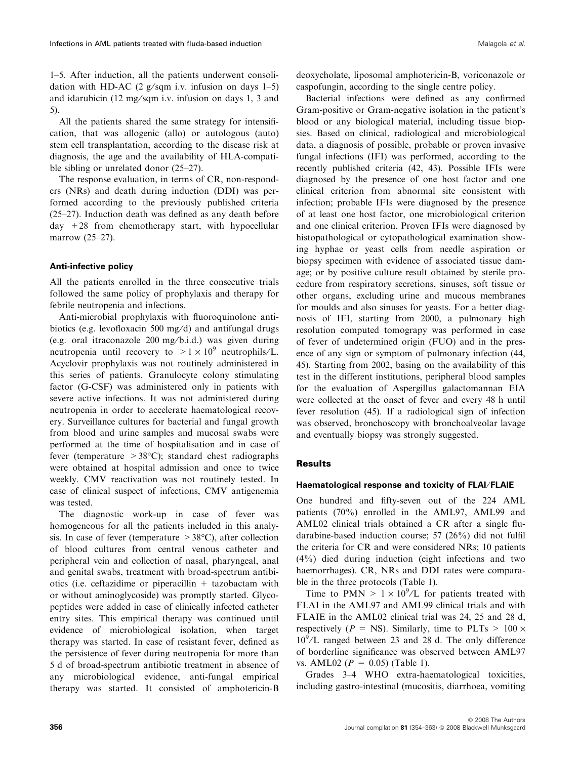1–5. After induction, all the patients underwent consolidation with HD-AC (2 g/sqm i.v. infusion on days 1–5) and idarubicin (12 mg/sqm i.v. infusion on days 1, 3 and 5).

All the patients shared the same strategy for intensification, that was allogenic (allo) or autologous (auto) stem cell transplantation, according to the disease risk at diagnosis, the age and the availability of HLA-compatible sibling or unrelated donor (25–27).

The response evaluation, in terms of CR, non-responders (NRs) and death during induction (DDI) was performed according to the previously published criteria (25–27). Induction death was defined as any death before day +28 from chemotherapy start, with hypocellular marrow (25–27).

### Anti-infective policy

All the patients enrolled in the three consecutive trials followed the same policy of prophylaxis and therapy for febrile neutropenia and infections.

Anti-microbial prophylaxis with fluoroquinolone antibiotics (e.g. levofloxacin 500 mg/d) and antifungal drugs (e.g. oral itraconazole 200 mg/b.i.d.) was given during neutropenia until recovery to $>1 \times 10^9$ neutrophils/L. Acyclovir prophylaxis was not routinely administered in this series of patients. Granulocyte colony stimulating factor (G-CSF) was administered only in patients with severe active infections. It was not administered during neutropenia in order to accelerate haematological recovery. Surveillance cultures for bacterial and fungal growth from blood and urine samples and mucosal swabs were performed at the time of hospitalisation and in case of fever (temperature >38°C); standard chest radiographs were obtained at hospital admission and once to twice weekly. CMV reactivation was not routinely tested. In case of clinical suspect of infections, CMV antigenemia was tested.

The diagnostic work-up in case of fever was homogeneous for all the patients included in this analysis. In case of fever (temperature >38°C), after collection of blood cultures from central venous catheter and peripheral vein and collection of nasal, pharyngeal, anal and genital swabs, treatment with broad-spectrum antibiotics (i.e. ceftazidime or piperacillin + tazobactam with or without aminoglycoside) was promptly started. Glycopeptides were added in case of clinically infected catheter entry sites. This empirical therapy was continued until evidence of microbiological isolation, when target therapy was started. In case of resistant fever, defined as the persistence of fever during neutropenia for more than 5 d of broad-spectrum antibiotic treatment in absence of any microbiological evidence, anti-fungal empirical therapy was started. It consisted of amphotericin-B deoxycholate, liposomal amphotericin-B, voriconazole or caspofungin, according to the single centre policy.

Bacterial infections were defined as any confirmed Gram-positive or Gram-negative isolation in the patient's blood or any biological material, including tissue biopsies. Based on clinical, radiological and microbiological data, a diagnosis of possible, probable or proven invasive fungal infections (IFI) was performed, according to the recently published criteria (42, 43). Possible IFIs were diagnosed by the presence of one host factor and one clinical criterion from abnormal site consistent with infection; probable IFIs were diagnosed by the presence of at least one host factor, one microbiological criterion and one clinical criterion. Proven IFIs were diagnosed by histopathological or cytopathological examination showing hyphae or yeast cells from needle aspiration or biopsy specimen with evidence of associated tissue damage; or by positive culture result obtained by sterile procedure from respiratory secretions, sinuses, soft tissue or other organs, excluding urine and mucous membranes for moulds and also sinuses for yeasts. For a better diagnosis of IFI, starting from 2000, a pulmonary high resolution computed tomography was performed in case of fever of undetermined origin (FUO) and in the presence of any sign or symptom of pulmonary infection (44, 45). Starting from 2002, basing on the availability of this test in the different institutions, peripheral blood samples for the evaluation of Aspergillus galactomannan EIA were collected at the onset of fever and every 48 h until fever resolution (45). If a radiological sign of infection was observed, bronchoscopy with bronchoalveolar lavage and eventually biopsy was strongly suggested.

## Results

### Haematological response and toxicity of FLAI/FLAIE

One hundred and fifty-seven out of the 224 AML patients (70%) enrolled in the AML97, AML99 and AML02 clinical trials obtained a CR after a single fludarabine-based induction course; 57 (26%) did not fulfil the criteria for CR and were considered NRs; 10 patients (4%) died during induction (eight infections and two haemorrhages). CR, NRs and DDI rates were comparable in the three protocols (Table 1).

Time to PMN $> 1 \times 10^9$/L for patients treated with FLAI in the AML97 and AML99 clinical trials and with FLAIE in the AML02 clinical trial was 24, 25 and 28 d, respectively ($P$ = NS). Similarly, time to PLTs $> 100 \times 10^9$/L ranged between 23 and 28 d. The only difference of borderline significance was observed between AML97 vs. AML02 ($P = 0.05$) (Table 1).

Grades 3–4 WHO extra-haematological toxicities, including gastro-intestinal (mucositis, diarrhoea, vomiting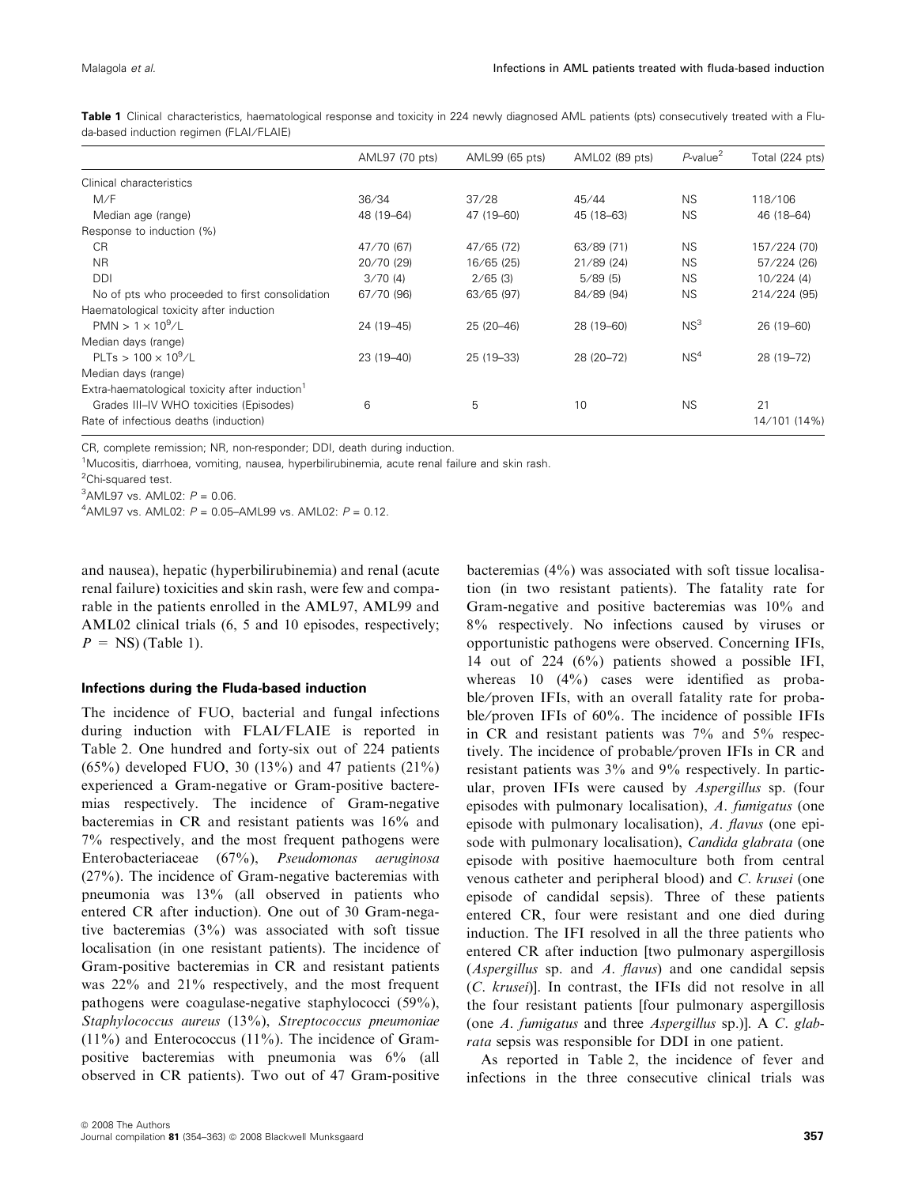**Table 1** Clinical characteristics, haematological response and toxicity in 224 newly diagnosed AML patients (pts) consecutively treated with a Fluda-based induction regimen (FLAI/FLAIE)

| | AML97 (70 pts) | AML99 (65 pts) | AML02 (89 pts) | P-value[2] | Total (224 pts) |
|---|---|---|---|---|---|
| Clinical characteristics | | | | | |
| M/F | 36/34 | 37/28 | 45/44 | NS | 118/106 |
| Median age (range) | 48 (19–64) | 47 (19–60) | 45 (18–63) | NS | 46 (18–64) |
| Response to induction (%) | | | | | |
| CR | 47/70 (67) | 47/65 (72) | 63/89 (71) | NS | 157/224 (70) |
| NR | 20/70 (29) | 16/65 (25) | 21/89 (24) | NS | 57/224 (26) |
| DDI | 3/70 (4) | 2/65 (3) | 5/89 (5) | NS | 10/224 (4) |
| No of pts who proceeded to first consolidation | 67/70 (96) | 63/65 (97) | 84/89 (94) | NS | 214/224 (95) |
| Haematological toxicity after induction | | | | | |
| PMN > $1 \times 10^9$/L | 24 (19–45) | 25 (20–46) | 28 (19–60) | NS[3] | 26 (19–60) |
| Median days (range) | | | | | |
| PLTs > $100 \times 10^9$/L | 23 (19–40) | 25 (19–33) | 28 (20–72) | NS[4] | 28 (19–72) |
| Median days (range) | | | | | |
| Extra-haematological toxicity after induction[1] | | | | | |
| Grades III–IV WHO toxicities (Episodes) | 6 | 5 | 10 | NS | 21 |
| Rate of infectious deaths (induction) | | | | | 14/101 (14%) |

CR, complete remission; NR, non-responder; DDI, death during induction.

[1]Mucositis, diarrhoea, vomiting, nausea, hyperbilirubinemia, acute renal failure and skin rash.

[2]Chi-squared test.

[3]AML97 vs. AML02: $P = 0.06$.

[4]AML97 vs. AML02: $P = 0.05$–AML99 vs. AML02: $P = 0.12$.

and nausea), hepatic (hyperbilirubinemia) and renal (acute renal failure) toxicities and skin rash, were few and comparable in the patients enrolled in the AML97, AML99 and AML02 clinical trials (6, 5 and 10 episodes, respectively; $P$ = NS) (Table 1).

### Infections during the Fluda-based induction

The incidence of FUO, bacterial and fungal infections during induction with FLAI/FLAIE is reported in Table 2. One hundred and forty-six out of 224 patients (65%) developed FUO, 30 (13%) and 47 patients (21%) experienced a Gram-negative or Gram-positive bacteremias respectively. The incidence of Gram-negative bacteremias in CR and resistant patients was 16% and 7% respectively, and the most frequent pathogens were Enterobacteriaceae (67%), *Pseudomonas aeruginosa* (27%). The incidence of Gram-negative bacteremias with pneumonia was 13% (all observed in patients who entered CR after induction). One out of 30 Gram-negative bacteremias (3%) was associated with soft tissue localisation (in one resistant patients). The incidence of Gram-positive bacteremias in CR and resistant patients was 22% and 21% respectively, and the most frequent pathogens were coagulase-negative staphylococci (59%), *Staphylococcus aureus* (13%), *Streptococcus pneumoniae* (11%) and Enterococcus (11%). The incidence of Gram-positive bacteremias with pneumonia was 6% (all observed in CR patients). Two out of 47 Gram-positive bacteremias (4%) was associated with soft tissue localisation (in two resistant patients). The fatality rate for Gram-negative and positive bacteremias was 10% and 8% respectively. No infections caused by viruses or opportunistic pathogens were observed. Concerning IFIs, 14 out of 224 (6%) patients showed a possible IFI, whereas 10 (4%) cases were identified as probable/proven IFIs, with an overall fatality rate for probable/proven IFIs of 60%. The incidence of possible IFIs in CR and resistant patients was 7% and 5% respectively. The incidence of probable/proven IFIs in CR and resistant patients was 3% and 9% respectively. In particular, proven IFIs were caused by *Aspergillus* sp. (four episodes with pulmonary localisation), *A. fumigatus* (one episode with pulmonary localisation), *A. flavus* (one episode with pulmonary localisation), *Candida glabrata* (one episode with positive haemoculture both from central venous catheter and peripheral blood) and *C. krusei* (one episode of candidal sepsis). Three of these patients entered CR, four were resistant and one died during induction. The IFI resolved in all the three patients who entered CR after induction [two pulmonary aspergillosis (*Aspergillus* sp. and *A. flavus*) and one candidal sepsis (*C. krusei*)]. In contrast, the IFIs did not resolve in all the four resistant patients [four pulmonary aspergillosis (one *A. fumigatus* and three *Aspergillus* sp.)]. A *C. glabrata* sepsis was responsible for DDI in one patient.

As reported in Table 2, the incidence of fever and infections in the three consecutive clinical trials was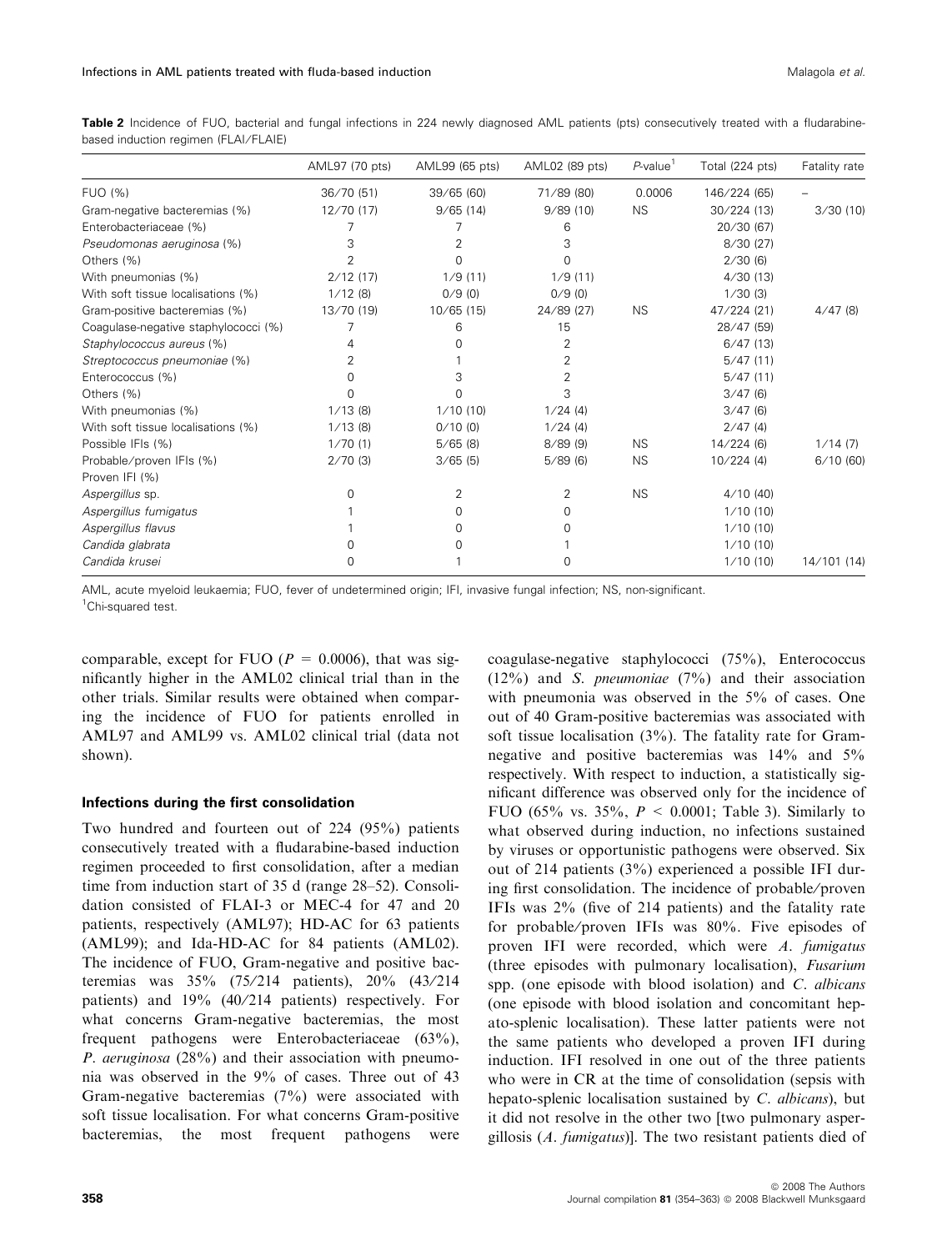**Table 2** Incidence of FUO, bacterial and fungal infections in 224 newly diagnosed AML patients (pts) consecutively treated with a fludarabine-based induction regimen (FLAI/FLAIE)

| | AML97 (70 pts) | AML99 (65 pts) | AML02 (89 pts) | *P*-value[1] | Total (224 pts) | Fatality rate |
|---|---|---|---|---|---|---|
| FUO (%) | 36/70 (51) | 39/65 (60) | 71/89 (80) | 0.0006 | 146/224 (65) | – |
| Gram-negative bacteremias (%) | 12/70 (17) | 9/65 (14) | 9/89 (10) | NS | 30/224 (13) | 3/30 (10) |
| Enterobacteriaceae (%) | 7 | 7 | 6 | | 20/30 (67) | |
| *Pseudomonas aeruginosa* (%) | 3 | 2 | 3 | | 8/30 (27) | |
| Others (%) | 2 | 0 | 0 | | 2/30 (6) | |
| With pneumonias (%) | 2/12 (17) | 1/9 (11) | 1/9 (11) | | 4/30 (13) | |
| With soft tissue localisations (%) | 1/12 (8) | 0/9 (0) | 0/9 (0) | | 1/30 (3) | |
| Gram-positive bacteremias (%) | 13/70 (19) | 10/65 (15) | 24/89 (27) | NS | 47/224 (21) | 4/47 (8) |
| Coagulase-negative staphylococci (%) | 7 | 6 | 15 | | 28/47 (59) | |
| *Staphylococcus aureus* (%) | 4 | 0 | 2 | | 6/47 (13) | |
| *Streptococcus pneumoniae* (%) | 2 | 1 | 2 | | 5/47 (11) | |
| Enterococcus (%) | 0 | 3 | 2 | | 5/47 (11) | |
| Others (%) | 0 | 0 | 3 | | 3/47 (6) | |
| With pneumonias (%) | 1/13 (8) | 1/10 (10) | 1/24 (4) | | 3/47 (6) | |
| With soft tissue localisations (%) | 1/13 (8) | 0/10 (0) | 1/24 (4) | | 2/47 (4) | |
| Possible IFIs (%) | 1/70 (1) | 5/65 (8) | 8/89 (9) | NS | 14/224 (6) | 1/14 (7) |
| Probable/proven IFIs (%) | 2/70 (3) | 3/65 (5) | 5/89 (6) | NS | 10/224 (4) | 6/10 (60) |
| Proven IFI (%) | | | | | | |
| *Aspergillus* sp. | 0 | 2 | 2 | NS | 4/10 (40) | |
| *Aspergillus fumigatus* | 1 | 0 | 0 | | 1/10 (10) | |
| *Aspergillus flavus* | 1 | 0 | 0 | | 1/10 (10) | |
| *Candida glabrata* | 0 | 0 | 1 | | 1/10 (10) | |
| *Candida krusei* | 0 | 1 | 0 | | 1/10 (10) | 14/101 (14) |

AML, acute myeloid leukaemia; FUO, fever of undetermined origin; IFI, invasive fungal infection; NS, non-significant.
[1]Chi-squared test.

comparable, except for FUO ($P = 0.0006$), that was significantly higher in the AML02 clinical trial than in the other trials. Similar results were obtained when comparing the incidence of FUO for patients enrolled in AML97 and AML99 vs. AML02 clinical trial (data not shown).

### Infections during the first consolidation

Two hundred and fourteen out of 224 (95%) patients consecutively treated with a fludarabine-based induction regimen proceeded to first consolidation, after a median time from induction start of 35 d (range 28–52). Consolidation consisted of FLAI-3 or MEC-4 for 47 and 20 patients, respectively (AML97); HD-AC for 63 patients (AML99); and Ida-HD-AC for 84 patients (AML02). The incidence of FUO, Gram-negative and positive bacteremias was 35% (75/214 patients), 20% (43/214 patients) and 19% (40/214 patients) respectively. For what concerns Gram-negative bacteremias, the most frequent pathogens were Enterobacteriaceae (63%), *P. aeruginosa* (28%) and their association with pneumonia was observed in the 9% of cases. Three out of 43 Gram-negative bacteremias (7%) were associated with soft tissue localisation. For what concerns Gram-positive bacteremias, the most frequent pathogens were coagulase-negative staphylococci (75%), Enterococcus (12%) and *S. pneumoniae* (7%) and their association with pneumonia was observed in the 5% of cases. One out of 40 Gram-positive bacteremias was associated with soft tissue localisation (3%). The fatality rate for Gram-negative and positive bacteremias was 14% and 5% respectively. With respect to induction, a statistically significant difference was observed only for the incidence of FUO (65% vs. 35%, $P < 0.0001$; Table 3). Similarly to what observed during induction, no infections sustained by viruses or opportunistic pathogens were observed. Six out of 214 patients (3%) experienced a possible IFI during first consolidation. The incidence of probable/proven IFIs was 2% (five of 214 patients) and the fatality rate for probable/proven IFIs was 80%. Five episodes of proven IFI were recorded, which were *A. fumigatus* (three episodes with pulmonary localisation), *Fusarium* spp. (one episode with blood isolation) and *C. albicans* (one episode with blood isolation and concomitant hepato-splenic localisation). These latter patients were not the same patients who developed a proven IFI during induction. IFI resolved in one out of the three patients who were in CR at the time of consolidation (sepsis with hepato-splenic localisation sustained by *C. albicans*), but it did not resolve in the other two [two pulmonary aspergillosis (*A. fumigatus*)]. The two resistant patients died of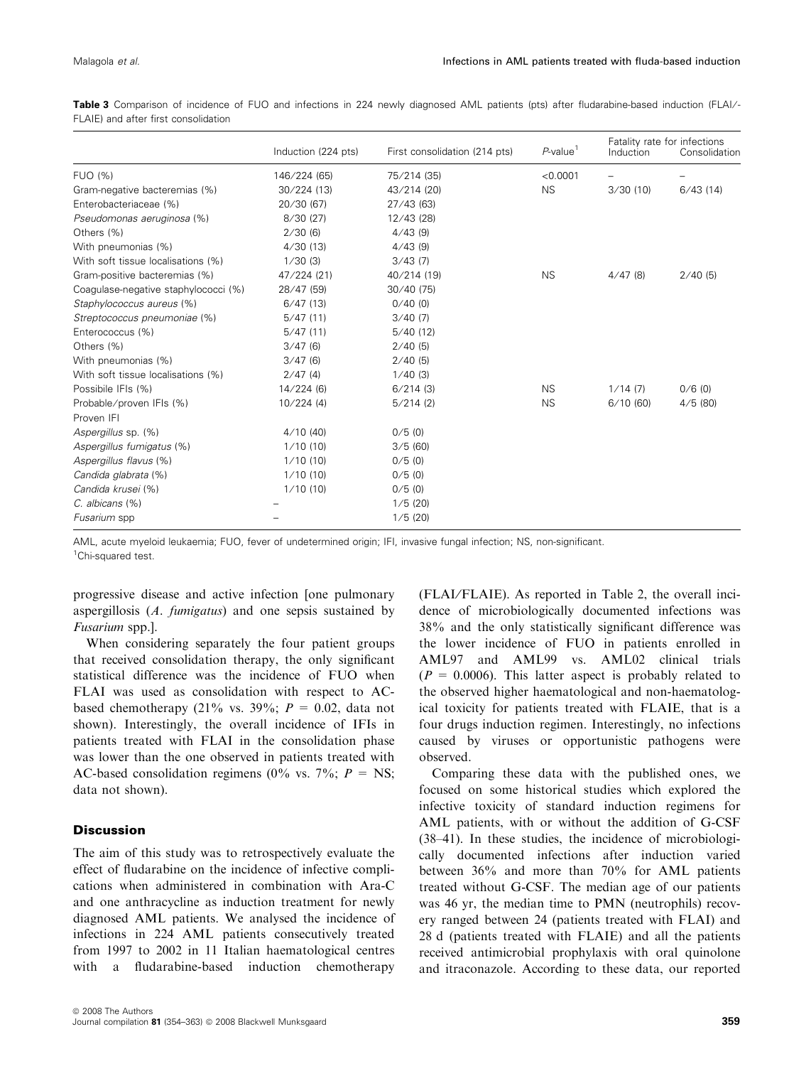**Table 3** Comparison of incidence of FUO and infections in 224 newly diagnosed AML patients (pts) after fludarabine-based induction (FLAI/-FLAIE) and after first consolidation

| | Induction (224 pts) | First consolidation (214 pts) | P-value[1] | Fatality rate for infections | |
|---|---|---|---|---|---|
| | | | | Induction | Consolidation |
| FUO (%) | 146/224 (65) | 75/214 (35) | <0.0001 | – | – |
| Gram-negative bacteremias (%) | 30/224 (13) | 43/214 (20) | NS | 3/30 (10) | 6/43 (14) |
| Enterobacteriaceae (%) | 20/30 (67) | 27/43 (63) | | | |
| *Pseudomonas aeruginosa* (%) | 8/30 (27) | 12/43 (28) | | | |
| Others (%) | 2/30 (6) | 4/43 (9) | | | |
| With pneumonias (%) | 4/30 (13) | 4/43 (9) | | | |
| With soft tissue localisations (%) | 1/30 (3) | 3/43 (7) | | | |
| Gram-positive bacteremias (%) | 47/224 (21) | 40/214 (19) | NS | 4/47 (8) | 2/40 (5) |
| Coagulase-negative staphylococci (%) | 28/47 (59) | 30/40 (75) | | | |
| *Staphylococcus aureus* (%) | 6/47 (13) | 0/40 (0) | | | |
| *Streptococcus pneumoniae* (%) | 5/47 (11) | 3/40 (7) | | | |
| Enterococcus (%) | 5/47 (11) | 5/40 (12) | | | |
| Others (%) | 3/47 (6) | 2/40 (5) | | | |
| With pneumonias (%) | 3/47 (6) | 2/40 (5) | | | |
| With soft tissue localisations (%) | 2/47 (4) | 1/40 (3) | | | |
| Possibile IFIs (%) | 14/224 (6) | 6/214 (3) | NS | 1/14 (7) | 0/6 (0) |
| Probable/proven IFIs (%) | 10/224 (4) | 5/214 (2) | NS | 6/10 (60) | 4/5 (80) |
| Proven IFI | | | | | |
| *Aspergillus* sp. (%) | 4/10 (40) | 0/5 (0) | | | |
| *Aspergillus fumigatus* (%) | 1/10 (10) | 3/5 (60) | | | |
| *Aspergillus flavus* (%) | 1/10 (10) | 0/5 (0) | | | |
| *Candida glabrata* (%) | 1/10 (10) | 0/5 (0) | | | |
| *Candida krusei* (%) | 1/10 (10) | 0/5 (0) | | | |
| *C. albicans* (%) | – | 1/5 (20) | | | |
| *Fusarium* spp | – | 1/5 (20) | | | |

AML, acute myeloid leukaemia; FUO, fever of undetermined origin; IFI, invasive fungal infection; NS, non-significant.
[1]Chi-squared test.

progressive disease and active infection [one pulmonary aspergillosis (*A. fumigatus*) and one sepsis sustained by *Fusarium* spp.].

When considering separately the four patient groups that received consolidation therapy, the only significant statistical difference was the incidence of FUO when FLAI was used as consolidation with respect to AC-based chemotherapy (21% vs. 39%; $P = 0.02$, data not shown). Interestingly, the overall incidence of IFIs in patients treated with FLAI in the consolidation phase was lower than the one observed in patients treated with AC-based consolidation regimens (0% vs. 7%; $P =$ NS; data not shown).

## Discussion

The aim of this study was to retrospectively evaluate the effect of fludarabine on the incidence of infective complications when administered in combination with Ara-C and one anthracycline as induction treatment for newly diagnosed AML patients. We analysed the incidence of infections in 224 AML patients consecutively treated from 1997 to 2002 in 11 Italian haematological centres with a fludarabine-based induction chemotherapy (FLAI/FLAIE). As reported in Table 2, the overall incidence of microbiologically documented infections was 38% and the only statistically significant difference was the lower incidence of FUO in patients enrolled in AML97 and AML99 vs. AML02 clinical trials ($P = 0.0006$). This latter aspect is probably related to the observed higher haematological and non-haematological toxicity for patients treated with FLAIE, that is a four drugs induction regimen. Interestingly, no infections caused by viruses or opportunistic pathogens were observed.

Comparing these data with the published ones, we focused on some historical studies which explored the infective toxicity of standard induction regimens for AML patients, with or without the addition of G-CSF (38–41). In these studies, the incidence of microbiologically documented infections after induction varied between 36% and more than 70% for AML patients treated without G-CSF. The median age of our patients was 46 yr, the median time to PMN (neutrophils) recovery ranged between 24 (patients treated with FLAI) and 28 d (patients treated with FLAIE) and all the patients received antimicrobial prophylaxis with oral quinolone and itraconazole. According to these data, our reported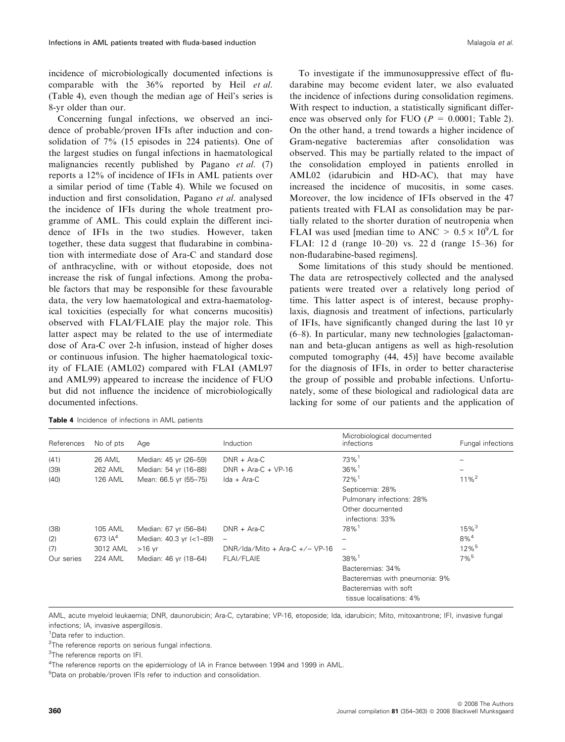incidence of microbiologically documented infections is comparable with the 36% reported by Heil *et al.* (Table 4), even though the median age of Heil's series is 8-yr older than our.

Concerning fungal infections, we observed an incidence of probable/proven IFIs after induction and consolidation of 7% (15 episodes in 224 patients). One of the largest studies on fungal infections in haematological malignancies recently published by Pagano *et al.* (7) reports a 12% of incidence of IFIs in AML patients over a similar period of time (Table 4). While we focused on induction and first consolidation, Pagano *et al.* analysed the incidence of IFIs during the whole treatment programme of AML. This could explain the different incidence of IFIs in the two studies. However, taken together, these data suggest that fludarabine in combination with intermediate dose of Ara-C and standard dose of anthracycline, with or without etoposide, does not increase the risk of fungal infections. Among the probable factors that may be responsible for these favourable data, the very low haematological and extra-haematological toxicities (especially for what concerns mucositis) observed with FLAI/FLAIE play the major role. This latter aspect may be related to the use of intermediate dose of Ara-C over 2-h infusion, instead of higher doses or continuous infusion. The higher haematological toxicity of FLAIE (AML02) compared with FLAI (AML97 and AML99) appeared to increase the incidence of FUO but did not influence the incidence of microbiologically documented infections.

To investigate if the immunosuppressive effect of fludarabine may become evident later, we also evaluated the incidence of infections during consolidation regimens. With respect to induction, a statistically significant difference was observed only for FUO ($P = 0.0001$; Table 2). On the other hand, a trend towards a higher incidence of Gram-negative bacteremias after consolidation was observed. This may be partially related to the impact of the consolidation employed in patients enrolled in AML02 (idarubicin and HD-AC), that may have increased the incidence of mucositis, in some cases. Moreover, the low incidence of IFIs observed in the 47 patients treated with FLAI as consolidation may be partially related to the shorter duration of neutropenia when FLAI was used [median time to ANC $> 0.5 \times 10^9$/L for FLAI: 12 d (range 10–20) vs. 22 d (range 15–36) for non-fludarabine-based regimens].

Some limitations of this study should be mentioned. The data are retrospectively collected and the analysed patients were treated over a relatively long period of time. This latter aspect is of interest, because prophylaxis, diagnosis and treatment of infections, particularly of IFIs, have significantly changed during the last 10 yr (6–8). In particular, many new technologies [galactomannan and beta-glucan antigens as well as high-resolution computed tomography (44, 45)] have become available for the diagnosis of IFIs, in order to better characterise the group of possible and probable infections. Unfortunately, some of these biological and radiological data are lacking for some of our patients and the application of

**Table 4** Incidence of infections in AML patients

| References | No of pts | Age | Induction | Microbiological documented infections | Fungal infections |
|---|---|---|---|---|---|
| (41) | 26 AML | Median: 45 yr (26–59) | DNR + Ara-C | 73%[1] | – |
| (39) | 262 AML | Median: 54 yr (16–88) | DNR + Ara-C + VP-16 | 36%[1] | – |
| (40) | 126 AML | Mean: 66.5 yr (55–75) | Ida + Ara-C | 72%[1]<br>Septicemia: 28%<br>Pulmonary infections: 28%<br>Other documented infections: 33% | 11%[2] |
| (38) | 105 AML | Median: 67 yr (56–84) | DNR + Ara-C | 78%[1] | 15%[3] |
| (2) | 673 IA[4] | Median: 40.3 yr (<1–89) | – | – | 8%[4] |
| (7) | 3012 AML | >16 yr | DNR/Ida/Mito + Ara-C +/− VP-16 | – | 12%[5] |
| Our series | 224 AML | Median: 46 yr (18–64) | FLAI/FLAIE | 38%[1]<br>Bacteremias: 34%<br>Bacteremias with pneumonia: 9%<br>Bacteremias with soft tissue localisations: 4% | 7%[5] |

AML, acute myeloid leukaemia; DNR, daunorubicin; Ara-C, cytarabine; VP-16, etoposide; Ida, idarubicin; Mito, mitoxantrone; IFI, invasive fungal infections; IA, invasive aspergillosis.

[1]Data refer to induction.

[2]The reference reports on serious fungal infections.

[3]The reference reports on IFI.

[4]The reference reports on the epidemiology of IA in France between 1994 and 1999 in AML.

[5]Data on probable/proven IFIs refer to induction and consolidation.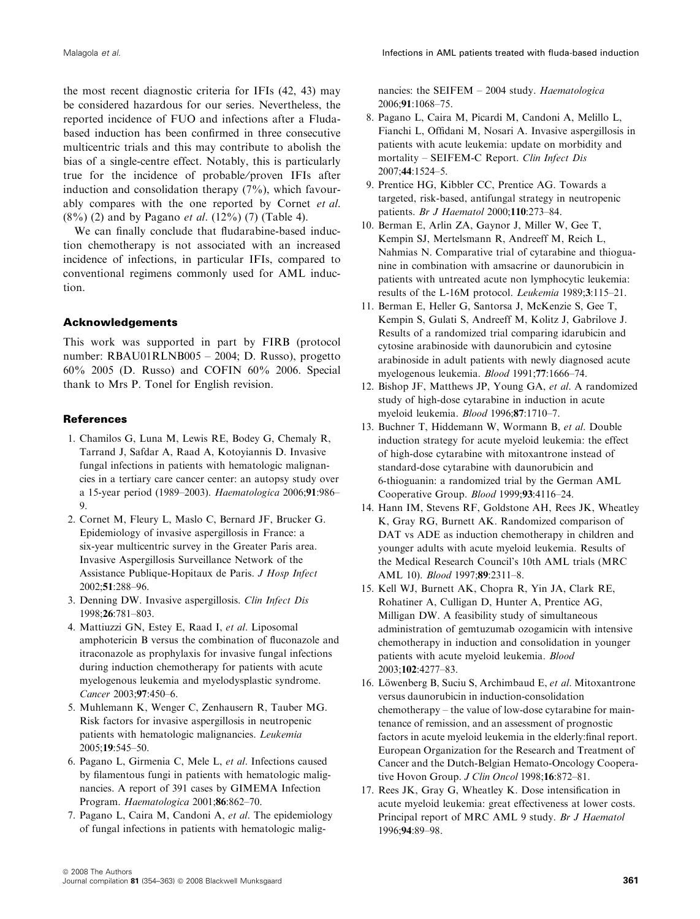the most recent diagnostic criteria for IFIs (42, 43) may be considered hazardous for our series. Nevertheless, the reported incidence of FUO and infections after a Fluda-based induction has been confirmed in three consecutive multicentric trials and this may contribute to abolish the bias of a single-centre effect. Notably, this is particularly true for the incidence of probable/proven IFIs after induction and consolidation therapy (7%), which favourably compares with the one reported by Cornet *et al.* (8%) (2) and by Pagano *et al.* (12%) (7) (Table 4).

We can finally conclude that fludarabine-based induction chemotherapy is not associated with an increased incidence of infections, in particular IFIs, compared to conventional regimens commonly used for AML induction.

## Acknowledgements

This work was supported in part by FIRB (protocol number: RBAU01RLNB005 – 2004; D. Russo), progetto 60% 2005 (D. Russo) and COFIN 60% 2006. Special thank to Mrs P. Tonel for English revision.

## References

1. Chamilos G, Luna M, Lewis RE, Bodey G, Chemaly R, Tarrand J, Safdar A, Raad A, Kotoyiannis D. Invasive fungal infections in patients with hematologic malignancies in a tertiary care cancer center: an autopsy study over a 15-year period (1989–2003). *Haematologica* 2006;**91**:986–9.
2. Cornet M, Fleury L, Maslo C, Bernard JF, Brucker G. Epidemiology of invasive aspergillosis in France: a six-year multicentric survey in the Greater Paris area. Invasive Aspergillosis Surveillance Network of the Assistance Publique-Hopitaux de Paris. *J Hosp Infect* 2002;**51**:288–96.
3. Denning DW. Invasive aspergillosis. *Clin Infect Dis* 1998;**26**:781–803.
4. Mattiuzzi GN, Estey E, Raad I, *et al*. Liposomal amphotericin B versus the combination of fluconazole and itraconazole as prophylaxis for invasive fungal infections during induction chemotherapy for patients with acute myelogenous leukemia and myelodysplastic syndrome. *Cancer* 2003;**97**:450–6.
5. Muhlemann K, Wenger C, Zenhausern R, Tauber MG. Risk factors for invasive aspergillosis in neutropenic patients with hematologic malignancies. *Leukemia* 2005;**19**:545–50.
6. Pagano L, Girmenia C, Mele L, *et al*. Infections caused by filamentous fungi in patients with hematologic malignancies. A report of 391 cases by GIMEMA Infection Program. *Haematologica* 2001;**86**:862–70.
7. Pagano L, Caira M, Candoni A, *et al*. The epidemiology of fungal infections in patients with hematologic malignancies: the SEIFEM – 2004 study. *Haematologica* 2006;**91**:1068–75.
8. Pagano L, Caira M, Picardi M, Candoni A, Melillo L, Fianchi L, Offidani M, Nosari A. Invasive aspergillosis in patients with acute leukemia: update on morbidity and mortality – SEIFEM-C Report. *Clin Infect Dis* 2007;**44**:1524–5.
9. Prentice HG, Kibbler CC, Prentice AG. Towards a targeted, risk-based, antifungal strategy in neutropenic patients. *Br J Haematol* 2000;**110**:273–84.
10. Berman E, Arlin ZA, Gaynor J, Miller W, Gee T, Kempin SJ, Mertelsmann R, Andreeff M, Reich L, Nahmias N. Comparative trial of cytarabine and thioguanine in combination with amsacrine or daunorubicin in patients with untreated acute non lymphocytic leukemia: results of the L-16M protocol. *Leukemia* 1989;**3**:115–21.
11. Berman E, Heller G, Santorsa J, McKenzie S, Gee T, Kempin S, Gulati S, Andreeff M, Kolitz J, Gabrilove J. Results of a randomized trial comparing idarubicin and cytosine arabinoside with daunorubicin and cytosine arabinoside in adult patients with newly diagnosed acute myelogenous leukemia. *Blood* 1991;**77**:1666–74.
12. Bishop JF, Matthews JP, Young GA, *et al*. A randomized study of high-dose cytarabine in induction in acute myeloid leukemia. *Blood* 1996;**87**:1710–7.
13. Buchner T, Hiddemann W, Wormann B, *et al*. Double induction strategy for acute myeloid leukemia: the effect of high-dose cytarabine with mitoxantrone instead of standard-dose cytarabine with daunorubicin and 6-thioguanin: a randomized trial by the German AML Cooperative Group. *Blood* 1999;**93**:4116–24.
14. Hann IM, Stevens RF, Goldstone AH, Rees JK, Wheatley K, Gray RG, Burnett AK. Randomized comparison of DAT vs ADE as induction chemotherapy in children and younger adults with acute myeloid leukemia. Results of the Medical Research Council's 10th AML trials (MRC AML 10). *Blood* 1997;**89**:2311–8.
15. Kell WJ, Burnett AK, Chopra R, Yin JA, Clark RE, Rohatiner A, Culligan D, Hunter A, Prentice AG, Milligan DW. A feasibility study of simultaneous administration of gemtuzumab ozogamicin with intensive chemotherapy in induction and consolidation in younger patients with acute myeloid leukemia. *Blood* 2003;**102**:4277–83.
16. Löwenberg B, Suciu S, Archimbaud E, *et al*. Mitoxantrone versus daunorubicin in induction-consolidation chemotherapy – the value of low-dose cytarabine for maintenance of remission, and an assessment of prognostic factors in acute myeloid leukemia in the elderly:final report. European Organization for the Research and Treatment of Cancer and the Dutch-Belgian Hemato-Oncology Cooperative Hovon Group. *J Clin Oncol* 1998;**16**:872–81.
17. Rees JK, Gray G, Wheatley K. Dose intensification in acute myeloid leukemia: great effectiveness at lower costs. Principal report of MRC AML 9 study. *Br J Haematol* 1996;**94**:89–98.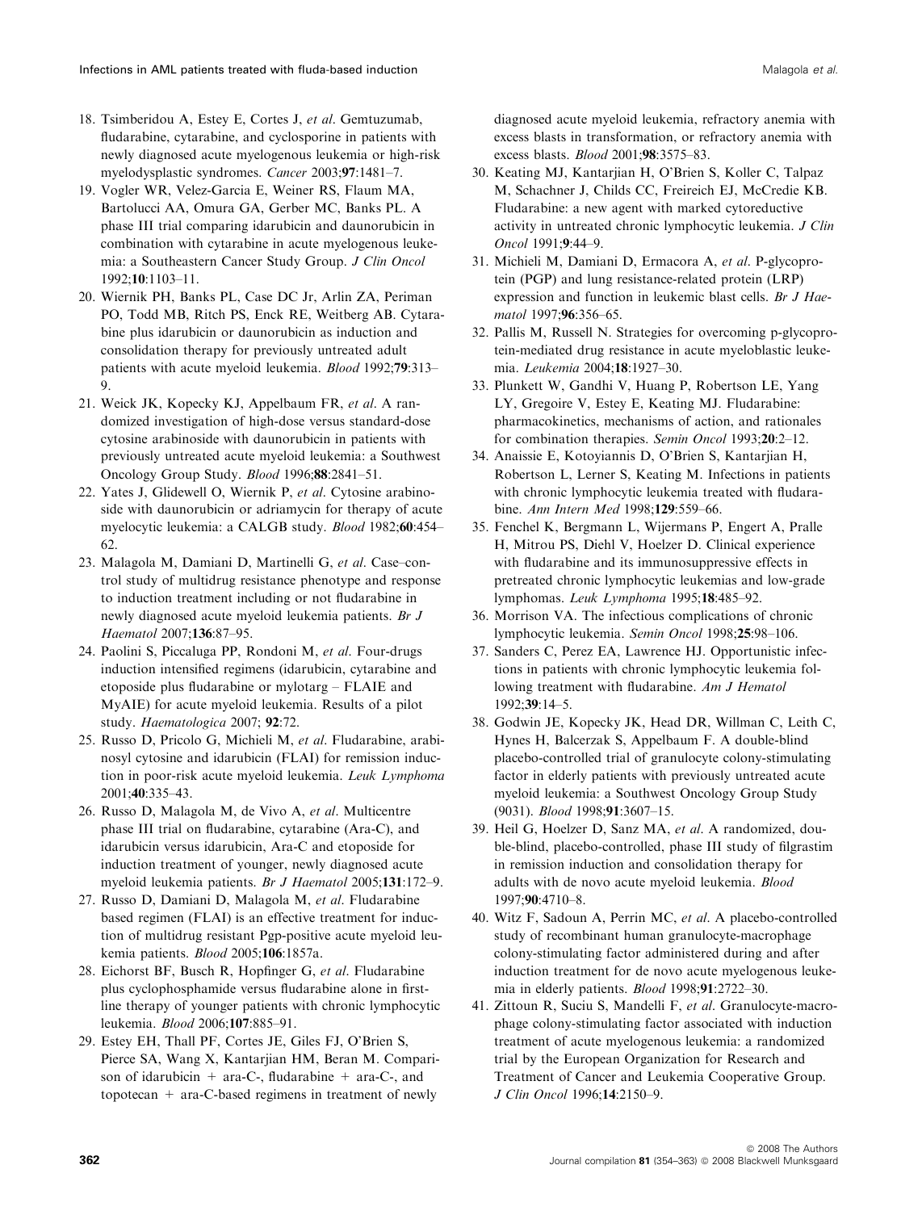18. Tsimberidou A, Estey E, Cortes J, *et al*. Gemtuzumab, fludarabine, cytarabine, and cyclosporine in patients with newly diagnosed acute myelogenous leukemia or high-risk myelodysplastic syndromes. *Cancer* 2003;**97**:1481–7.
19. Vogler WR, Velez-Garcia E, Weiner RS, Flaum MA, Bartolucci AA, Omura GA, Gerber MC, Banks PL. A phase III trial comparing idarubicin and daunorubicin in combination with cytarabine in acute myelogenous leukemia: a Southeastern Cancer Study Group. *J Clin Oncol* 1992;**10**:1103–11.
20. Wiernik PH, Banks PL, Case DC Jr, Arlin ZA, Periman PO, Todd MB, Ritch PS, Enck RE, Weitberg AB. Cytarabine plus idarubicin or daunorubicin as induction and consolidation therapy for previously untreated adult patients with acute myeloid leukemia. *Blood* 1992;**79**:313–9.
21. Weick JK, Kopecky KJ, Appelbaum FR, *et al*. A randomized investigation of high-dose versus standard-dose cytosine arabinoside with daunorubicin in patients with previously untreated acute myeloid leukemia: a Southwest Oncology Group Study. *Blood* 1996;**88**:2841–51.
22. Yates J, Glidewell O, Wiernik P, *et al*. Cytosine arabinoside with daunorubicin or adriamycin for therapy of acute myelocytic leukemia: a CALGB study. *Blood* 1982;**60**:454–62.
23. Malagola M, Damiani D, Martinelli G, *et al*. Case–control study of multidrug resistance phenotype and response to induction treatment including or not fludarabine in newly diagnosed acute myeloid leukemia patients. *Br J Haematol* 2007;**136**:87–95.
24. Paolini S, Piccaluga PP, Rondoni M, *et al*. Four-drugs induction intensified regimens (idarubicin, cytarabine and etoposide plus fludarabine or mylotarg – FLAIE and MyAIE) for acute myeloid leukemia. Results of a pilot study. *Haematologica* 2007; **92**:72.
25. Russo D, Pricolo G, Michieli M, *et al*. Fludarabine, arabinosyl cytosine and idarubicin (FLAI) for remission induction in poor-risk acute myeloid leukemia. *Leuk Lymphoma* 2001;**40**:335–43.
26. Russo D, Malagola M, de Vivo A, *et al*. Multicentre phase III trial on fludarabine, cytarabine (Ara-C), and idarubicin versus idarubicin, Ara-C and etoposide for induction treatment of younger, newly diagnosed acute myeloid leukemia patients. *Br J Haematol* 2005;**131**:172–9.
27. Russo D, Damiani D, Malagola M, *et al*. Fludarabine based regimen (FLAI) is an effective treatment for induction of multidrug resistant Pgp-positive acute myeloid leukemia patients. *Blood* 2005;**106**:1857a.
28. Eichorst BF, Busch R, Hopfinger G, *et al*. Fludarabine plus cyclophosphamide versus fludarabine alone in first-line therapy of younger patients with chronic lymphocytic leukemia. *Blood* 2006;**107**:885–91.
29. Estey EH, Thall PF, Cortes JE, Giles FJ, O'Brien S, Pierce SA, Wang X, Kantarjian HM, Beran M. Comparison of idarubicin + ara-C-, fludarabine + ara-C-, and topotecan + ara-C-based regimens in treatment of newly diagnosed acute myeloid leukemia, refractory anemia with excess blasts in transformation, or refractory anemia with excess blasts. *Blood* 2001;**98**:3575–83.
30. Keating MJ, Kantarjian H, O'Brien S, Koller C, Talpaz M, Schachner J, Childs CC, Freireich EJ, McCredie KB. Fludarabine: a new agent with marked cytoreductive activity in untreated chronic lymphocytic leukemia. *J Clin Oncol* 1991;**9**:44–9.
31. Michieli M, Damiani D, Ermacora A, *et al*. P-glycoprotein (PGP) and lung resistance-related protein (LRP) expression and function in leukemic blast cells. *Br J Haematol* 1997;**96**:356–65.
32. Pallis M, Russell N. Strategies for overcoming p-glycoprotein-mediated drug resistance in acute myeloblastic leukemia. *Leukemia* 2004;**18**:1927–30.
33. Plunkett W, Gandhi V, Huang P, Robertson LE, Yang LY, Gregoire V, Estey E, Keating MJ. Fludarabine: pharmacokinetics, mechanisms of action, and rationales for combination therapies. *Semin Oncol* 1993;**20**:2–12.
34. Anaissie E, Kotoyiannis D, O'Brien S, Kantarjian H, Robertson L, Lerner S, Keating M. Infections in patients with chronic lymphocytic leukemia treated with fludarabine. *Ann Intern Med* 1998;**129**:559–66.
35. Fenchel K, Bergmann L, Wijermans P, Engert A, Pralle H, Mitrou PS, Diehl V, Hoelzer D. Clinical experience with fludarabine and its immunosuppressive effects in pretreated chronic lymphocytic leukemias and low-grade lymphomas. *Leuk Lymphoma* 1995;**18**:485–92.
36. Morrison VA. The infectious complications of chronic lymphocytic leukemia. *Semin Oncol* 1998;**25**:98–106.
37. Sanders C, Perez EA, Lawrence HJ. Opportunistic infections in patients with chronic lymphocytic leukemia following treatment with fludarabine. *Am J Hematol* 1992;**39**:14–5.
38. Godwin JE, Kopecky JK, Head DR, Willman C, Leith C, Hynes H, Balcerzak S, Appelbaum F. A double-blind placebo-controlled trial of granulocyte colony-stimulating factor in elderly patients with previously untreated acute myeloid leukemia: a Southwest Oncology Group Study (9031). *Blood* 1998;**91**:3607–15.
39. Heil G, Hoelzer D, Sanz MA, *et al*. A randomized, double-blind, placebo-controlled, phase III study of filgrastim in remission induction and consolidation therapy for adults with de novo acute myeloid leukemia. *Blood* 1997;**90**:4710–8.
40. Witz F, Sadoun A, Perrin MC, *et al*. A placebo-controlled study of recombinant human granulocyte-macrophage colony-stimulating factor administered during and after induction treatment for de novo acute myelogenous leukemia in elderly patients. *Blood* 1998;**91**:2722–30.
41. Zittoun R, Suciu S, Mandelli F, *et al*. Granulocyte-macrophage colony-stimulating factor associated with induction treatment of acute myelogenous leukemia: a randomized trial by the European Organization for Research and Treatment of Cancer and Leukemia Cooperative Group. *J Clin Oncol* 1996;**14**:2150–9.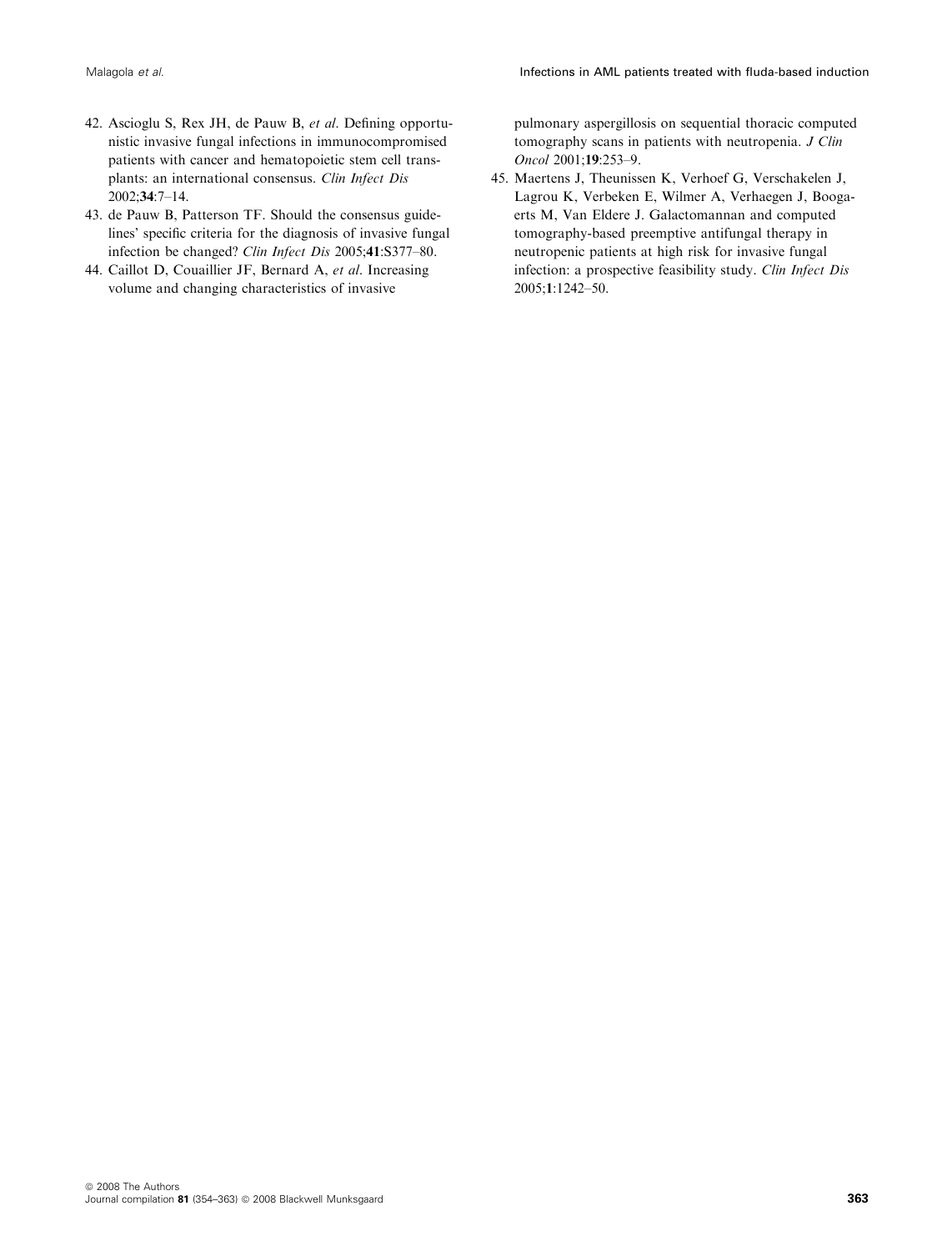42. Ascioglu S, Rex JH, de Pauw B, *et al*. Defining opportunistic invasive fungal infections in immunocompromised patients with cancer and hematopoietic stem cell transplants: an international consensus. *Clin Infect Dis* 2002;**34**:7–14.
43. de Pauw B, Patterson TF. Should the consensus guidelines' specific criteria for the diagnosis of invasive fungal infection be changed? *Clin Infect Dis* 2005;**41**:S377–80.
44. Caillot D, Couaillier JF, Bernard A, *et al*. Increasing volume and changing characteristics of invasive pulmonary aspergillosis on sequential thoracic computed tomography scans in patients with neutropenia. *J Clin Oncol* 2001;**19**:253–9.
45. Maertens J, Theunissen K, Verhoef G, Verschakelen J, Lagrou K, Verbeken E, Wilmer A, Verhaegen J, Boogaerts M, Van Eldere J. Galactomannan and computed tomography-based preemptive antifungal therapy in neutropenic patients at high risk for invasive fungal infection: a prospective feasibility study. *Clin Infect Dis* 2005;**1**:1242–50.